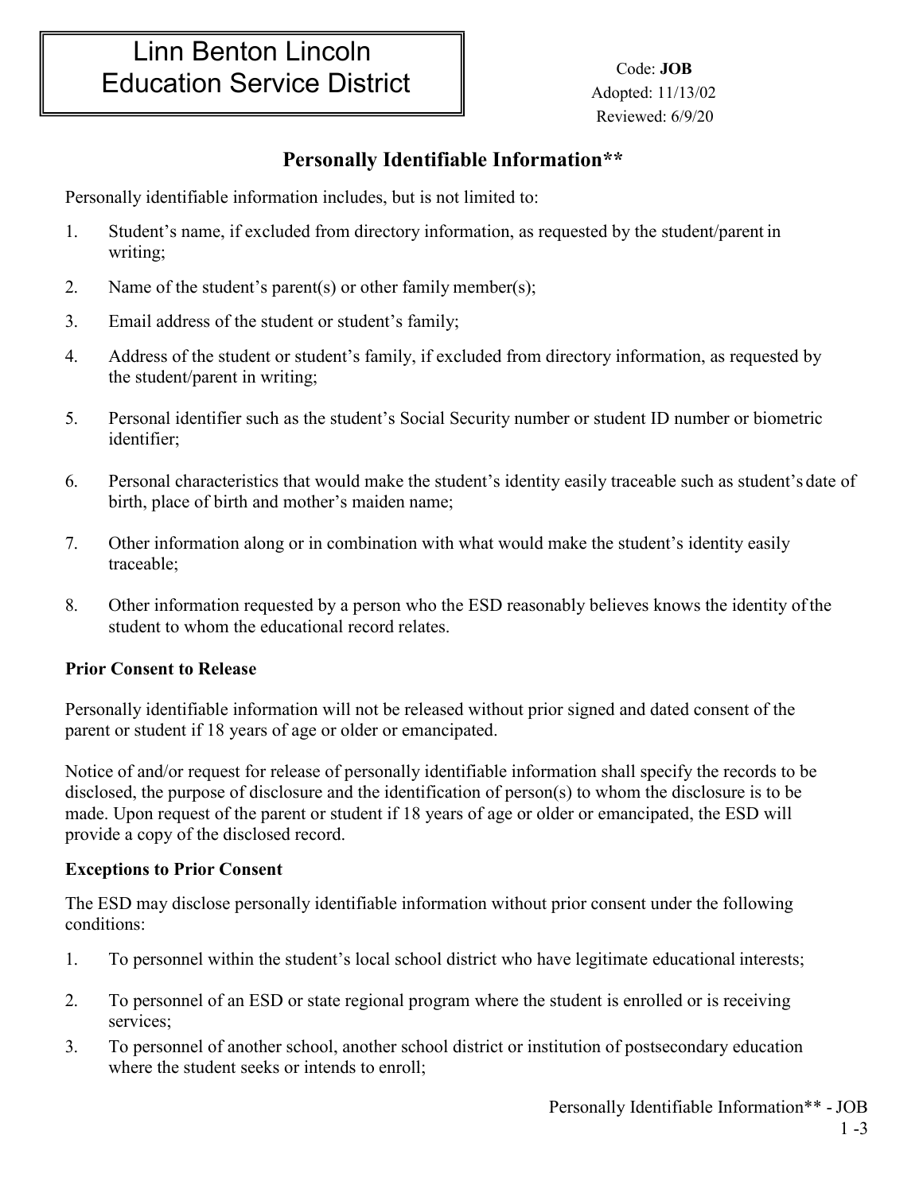Linn Benton Lincoln
Education Service District

Code: **JOB**
Adopted: 11/13/02
Reviewed: 6/9/20

## Personally Identifiable Information**

Personally identifiable information includes, but is not limited to:

1. Student's name, if excluded from directory information, as requested by the student/parent in writing;
2. Name of the student's parent(s) or other family member(s);
3. Email address of the student or student's family;
4. Address of the student or student's family, if excluded from directory information, as requested by the student/parent in writing;
5. Personal identifier such as the student's Social Security number or student ID number or biometric identifier;
6. Personal characteristics that would make the student's identity easily traceable such as student's date of birth, place of birth and mother's maiden name;
7. Other information along or in combination with what would make the student's identity easily traceable;
8. Other information requested by a person who the ESD reasonably believes knows the identity of the student to whom the educational record relates.

**Prior Consent to Release**

Personally identifiable information will not be released without prior signed and dated consent of the parent or student if 18 years of age or older or emancipated.

Notice of and/or request for release of personally identifiable information shall specify the records to be disclosed, the purpose of disclosure and the identification of person(s) to whom the disclosure is to be made. Upon request of the parent or student if 18 years of age or older or emancipated, the ESD will provide a copy of the disclosed record.

**Exceptions to Prior Consent**

The ESD may disclose personally identifiable information without prior consent under the following conditions:

1. To personnel within the student's local school district who have legitimate educational interests;
2. To personnel of an ESD or state regional program where the student is enrolled or is receiving services;
3. To personnel of another school, another school district or institution of postsecondary education where the student seeks or intends to enroll;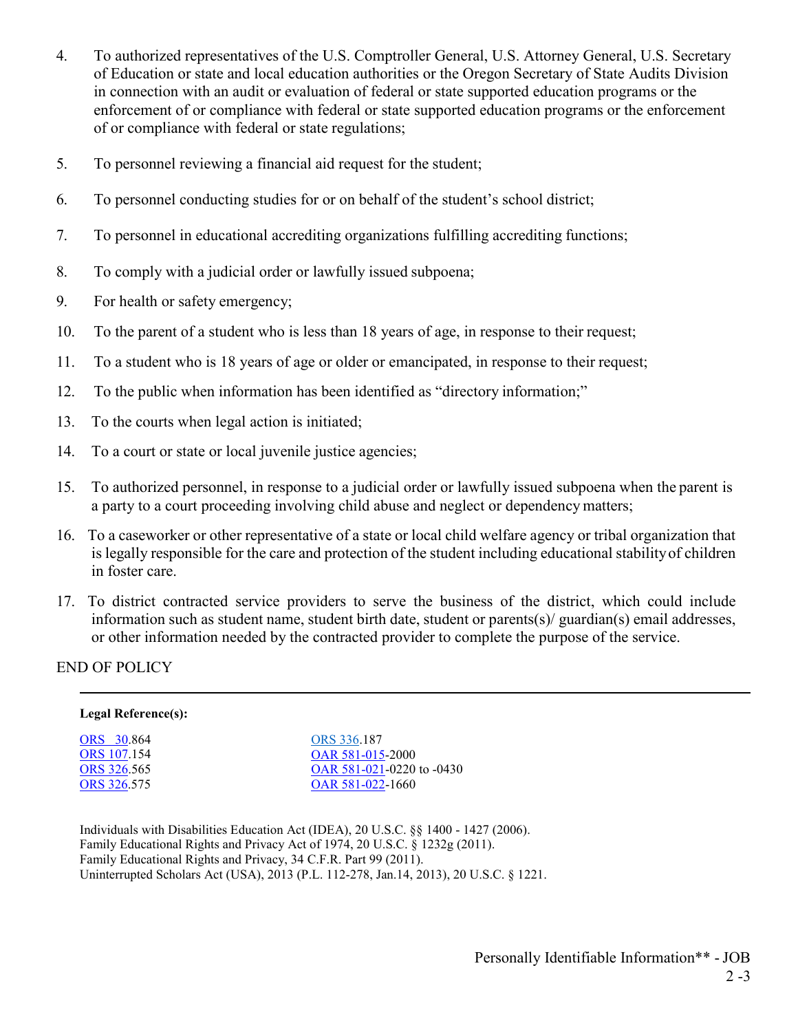4. To authorized representatives of the U.S. Comptroller General, U.S. Attorney General, U.S. Secretary of Education or state and local education authorities or the Oregon Secretary of State Audits Division in connection with an audit or evaluation of federal or state supported education programs or the enforcement of or compliance with federal or state supported education programs or the enforcement of or compliance with federal or state regulations;

5. To personnel reviewing a financial aid request for the student;

6. To personnel conducting studies for or on behalf of the student's school district;

7. To personnel in educational accrediting organizations fulfilling accrediting functions;

8. To comply with a judicial order or lawfully issued subpoena;

9. For health or safety emergency;

10. To the parent of a student who is less than 18 years of age, in response to their request;

11. To a student who is 18 years of age or older or emancipated, in response to their request;

12. To the public when information has been identified as "directory information;"

13. To the courts when legal action is initiated;

14. To a court or state or local juvenile justice agencies;

15. To authorized personnel, in response to a judicial order or lawfully issued subpoena when the parent is a party to a court proceeding involving child abuse and neglect or dependency matters;

16. To a caseworker or other representative of a state or local child welfare agency or tribal organization that is legally responsible for the care and protection of the student including educational stability of children in foster care.

17. To district contracted service providers to serve the business of the district, which could include information such as student name, student birth date, student or parents(s)/ guardian(s) email addresses, or other information needed by the contracted provider to complete the purpose of the service.

END OF POLICY

---

**Legal Reference(s):**

| | |
|---|---|
| ORS 30.864 | ORS 336.187 |
| ORS 107.154 | OAR 581-015-2000 |
| ORS 326.565 | OAR 581-021-0220 to -0430 |
| ORS 326.575 | OAR 581-022-1660 |

Individuals with Disabilities Education Act (IDEA), 20 U.S.C. §§ 1400 - 1427 (2006).
Family Educational Rights and Privacy Act of 1974, 20 U.S.C. § 1232g (2011).
Family Educational Rights and Privacy, 34 C.F.R. Part 99 (2011).
Uninterrupted Scholars Act (USA), 2013 (P.L. 112-278, Jan.14, 2013), 20 U.S.C. § 1221.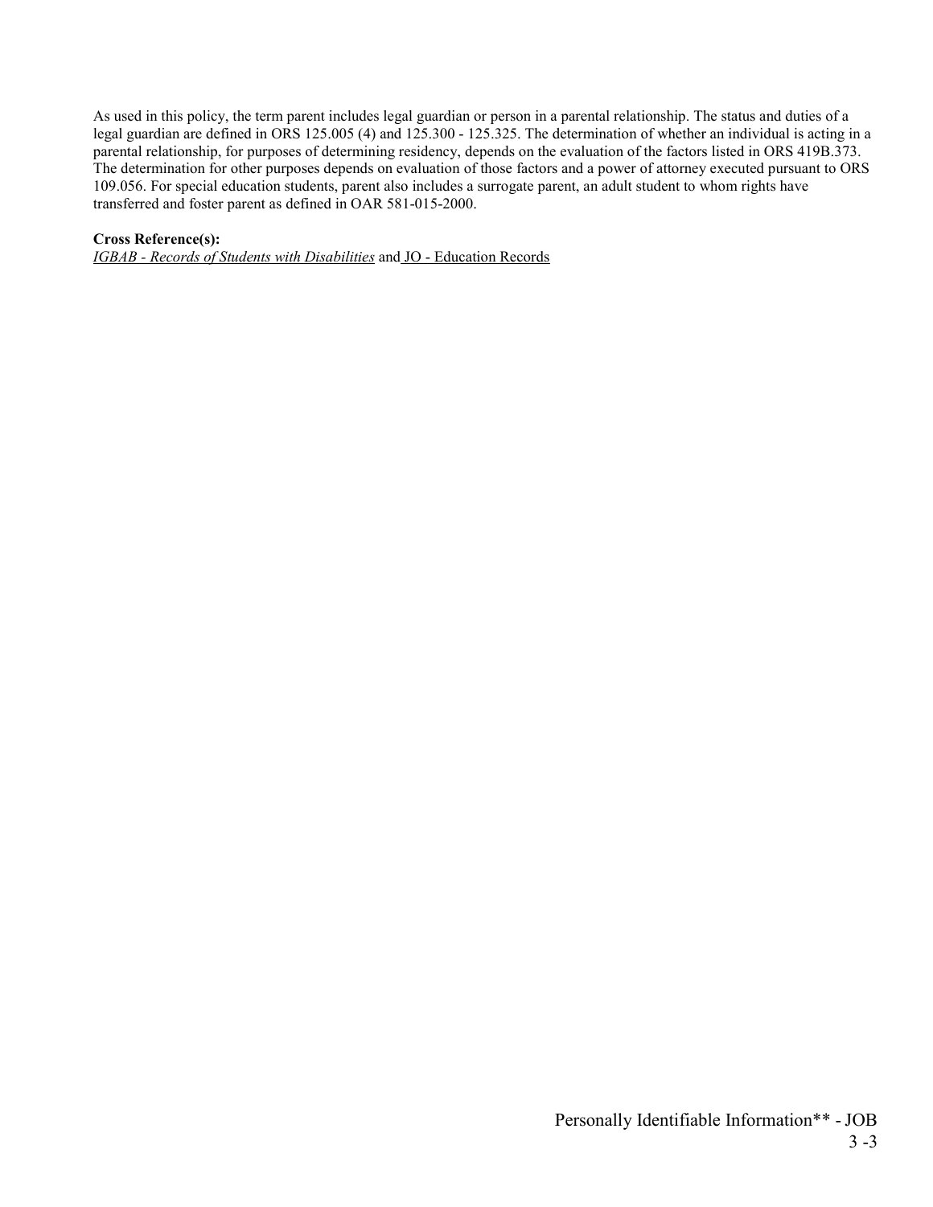As used in this policy, the term parent includes legal guardian or person in a parental relationship. The status and duties of a legal guardian are defined in ORS 125.005 (4) and 125.300 - 125.325. The determination of whether an individual is acting in a parental relationship, for purposes of determining residency, depends on the evaluation of the factors listed in ORS 419B.373. The determination for other purposes depends on evaluation of those factors and a power of attorney executed pursuant to ORS 109.056. For special education students, parent also includes a surrogate parent, an adult student to whom rights have transferred and foster parent as defined in OAR 581-015-2000.

**Cross Reference(s):**

*IGBAB - Records of Students with Disabilities* and JO - Education Records